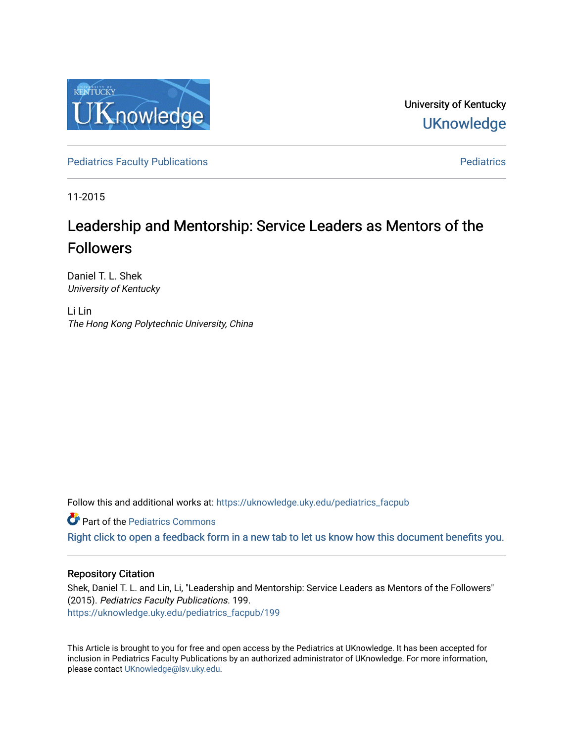University of Kentucky

UKnowledge

Pediatrics Faculty Publications

Pediatrics

11-2015

# Leadership and Mentorship: Service Leaders as Mentors of the Followers

Daniel T. L. Shek
*University of Kentucky*

Li Lin
*The Hong Kong Polytechnic University, China*

Follow this and additional works at: https://uknowledge.uky.edu/pediatrics_facpub

Part of the Pediatrics Commons

Right click to open a feedback form in a new tab to let us know how this document benefits you.

## Repository Citation

Shek, Daniel T. L. and Lin, Li, "Leadership and Mentorship: Service Leaders as Mentors of the Followers" (2015). *Pediatrics Faculty Publications*. 199.
https://uknowledge.uky.edu/pediatrics_facpub/199

This Article is brought to you for free and open access by the Pediatrics at UKnowledge. It has been accepted for inclusion in Pediatrics Faculty Publications by an authorized administrator of UKnowledge. For more information, please contact UKnowledge@lsv.uky.edu.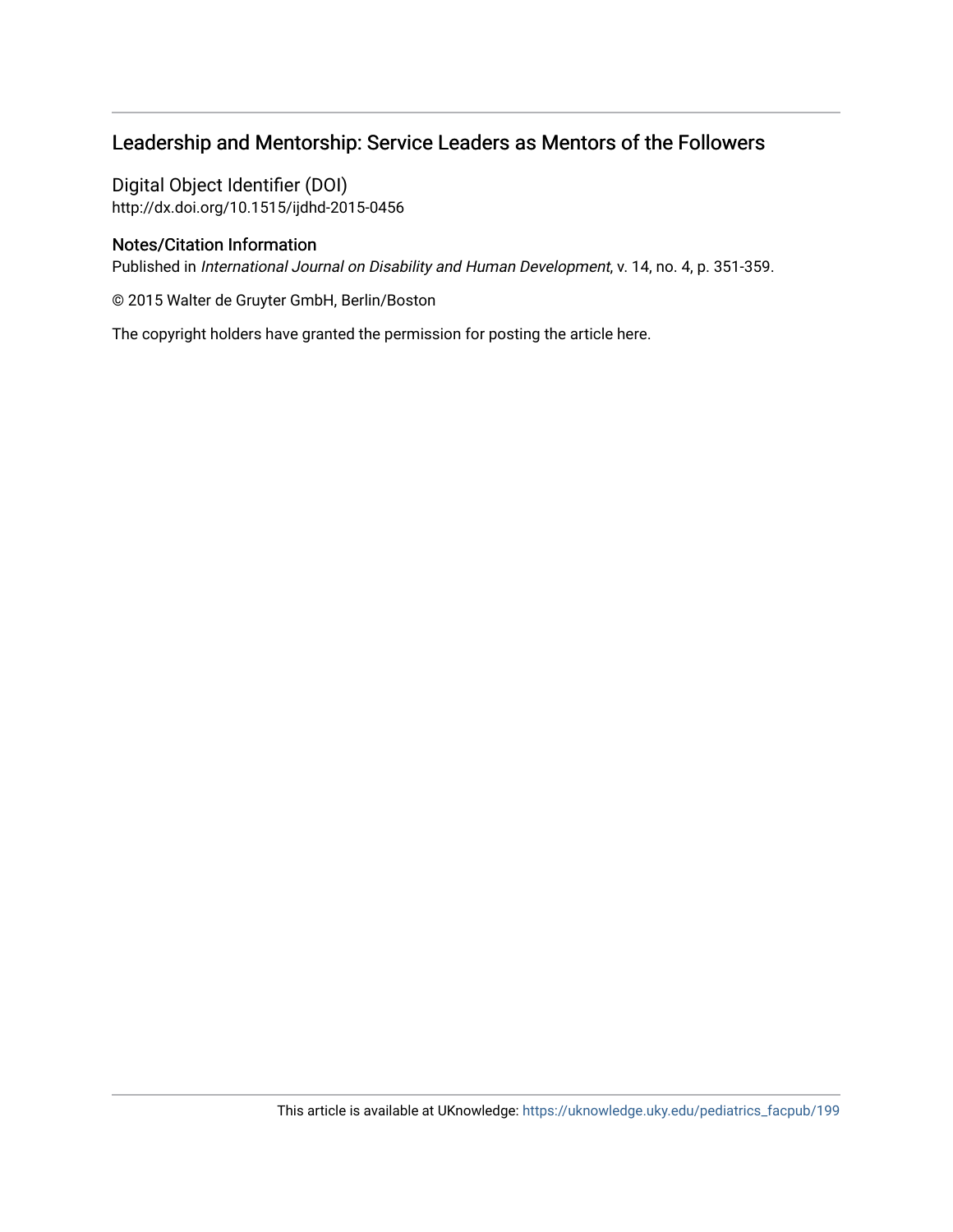## Leadership and Mentorship: Service Leaders as Mentors of the Followers

Digital Object Identifier (DOI)
http://dx.doi.org/10.1515/ijdhd-2015-0456

### Notes/Citation Information

Published in *International Journal on Disability and Human Development*, v. 14, no. 4, p. 351-359.

© 2015 Walter de Gruyter GmbH, Berlin/Boston

The copyright holders have granted the permission for posting the article here.

This article is available at UKnowledge: https://uknowledge.uky.edu/pediatrics_facpub/199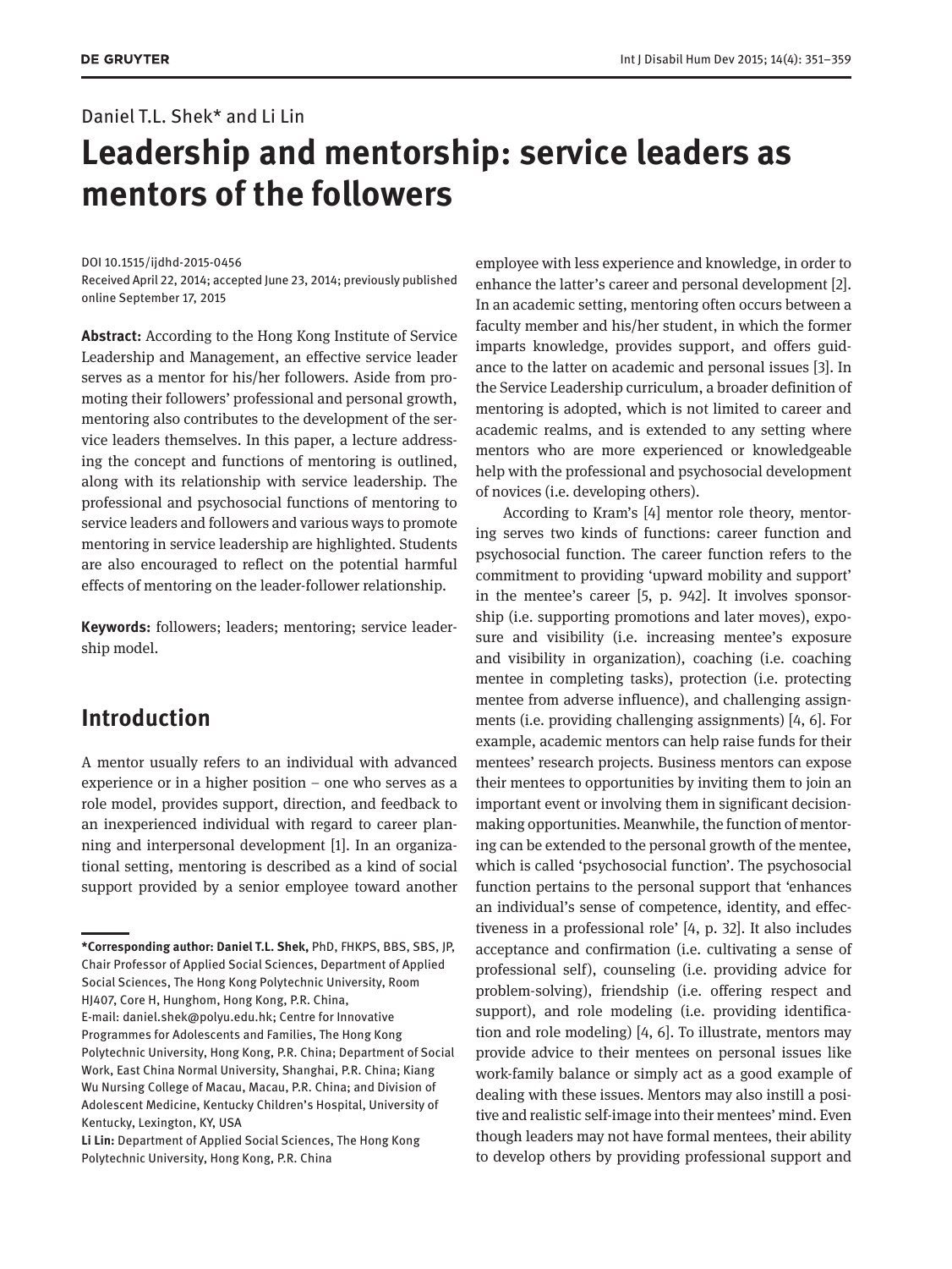Daniel T.L. Shek* and Li Lin

# Leadership and mentorship: service leaders as mentors of the followers

DOI 10.1515/ijdhd-2015-0456
Received April 22, 2014; accepted June 23, 2014; previously published online September 17, 2015

**Abstract:** According to the Hong Kong Institute of Service Leadership and Management, an effective service leader serves as a mentor for his/her followers. Aside from promoting their followers' professional and personal growth, mentoring also contributes to the development of the service leaders themselves. In this paper, a lecture addressing the concept and functions of mentoring is outlined, along with its relationship with service leadership. The professional and psychosocial functions of mentoring to service leaders and followers and various ways to promote mentoring in service leadership are highlighted. Students are also encouraged to reflect on the potential harmful effects of mentoring on the leader-follower relationship.

**Keywords:** followers; leaders; mentoring; service leadership model.

## Introduction

A mentor usually refers to an individual with advanced experience or in a higher position – one who serves as a role model, provides support, direction, and feedback to an inexperienced individual with regard to career planning and interpersonal development [1]. In an organizational setting, mentoring is described as a kind of social support provided by a senior employee toward another employee with less experience and knowledge, in order to enhance the latter's career and personal development [2]. In an academic setting, mentoring often occurs between a faculty member and his/her student, in which the former imparts knowledge, provides support, and offers guidance to the latter on academic and personal issues [3]. In the Service Leadership curriculum, a broader definition of mentoring is adopted, which is not limited to career and academic realms, and is extended to any setting where mentors who are more experienced or knowledgeable help with the professional and psychosocial development of novices (i.e. developing others).

According to Kram's [4] mentor role theory, mentoring serves two kinds of functions: career function and psychosocial function. The career function refers to the commitment to providing 'upward mobility and support' in the mentee's career [5, p. 942]. It involves sponsorship (i.e. supporting promotions and later moves), exposure and visibility (i.e. increasing mentee's exposure and visibility in organization), coaching (i.e. coaching mentee in completing tasks), protection (i.e. protecting mentee from adverse influence), and challenging assignments (i.e. providing challenging assignments) [4, 6]. For example, academic mentors can help raise funds for their mentees' research projects. Business mentors can expose their mentees to opportunities by inviting them to join an important event or involving them in significant decision-making opportunities. Meanwhile, the function of mentoring can be extended to the personal growth of the mentee, which is called 'psychosocial function'. The psychosocial function pertains to the personal support that 'enhances an individual's sense of competence, identity, and effectiveness in a professional role' [4, p. 32]. It also includes acceptance and confirmation (i.e. cultivating a sense of professional self), counseling (i.e. providing advice for problem-solving), friendship (i.e. offering respect and support), and role modeling (i.e. providing identification and role modeling) [4, 6]. To illustrate, mentors may provide advice to their mentees on personal issues like work-family balance or simply act as a good example of dealing with these issues. Mentors may also instill a positive and realistic self-image into their mentees' mind. Even though leaders may not have formal mentees, their ability to develop others by providing professional support and

---

***Corresponding author: Daniel T.L. Shek,** PhD, FHKPS, BBS, SBS, JP, Chair Professor of Applied Social Sciences, Department of Applied Social Sciences, The Hong Kong Polytechnic University, Room HJ407, Core H, Hunghom, Hong Kong, P.R. China, E-mail: daniel.shek@polyu.edu.hk; Centre for Innovative Programmes for Adolescents and Families, The Hong Kong Polytechnic University, Hong Kong, P.R. China; Department of Social Work, East China Normal University, Shanghai, P.R. China; Kiang Wu Nursing College of Macau, Macau, P.R. China; and Division of Adolescent Medicine, Kentucky Children's Hospital, University of Kentucky, Lexington, KY, USA

**Li Lin:** Department of Applied Social Sciences, The Hong Kong Polytechnic University, Hong Kong, P.R. China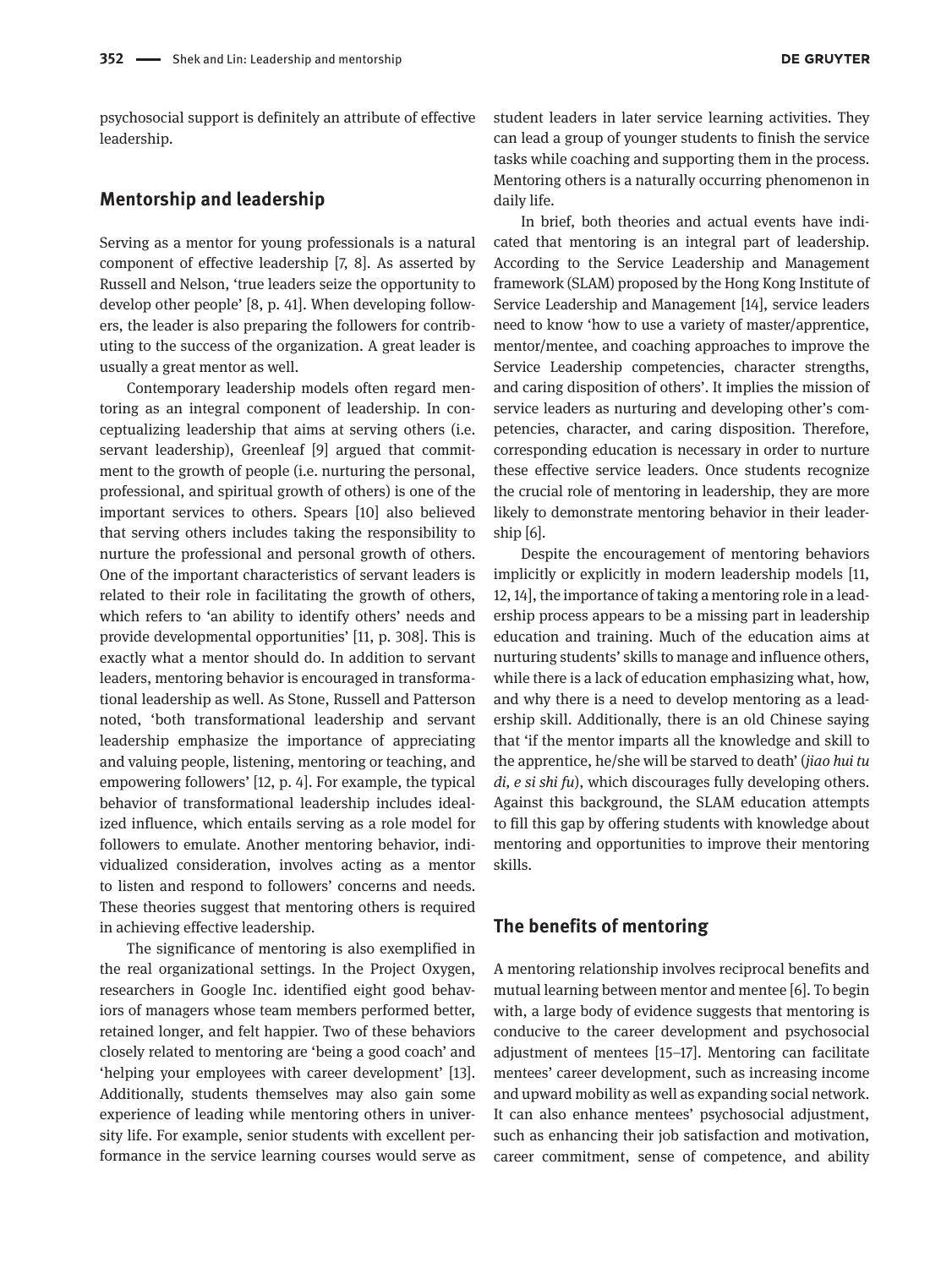psychosocial support is definitely an attribute of effective leadership.

## Mentorship and leadership

Serving as a mentor for young professionals is a natural component of effective leadership [7, 8]. As asserted by Russell and Nelson, 'true leaders seize the opportunity to develop other people' [8, p. 41]. When developing followers, the leader is also preparing the followers for contributing to the success of the organization. A great leader is usually a great mentor as well.

Contemporary leadership models often regard mentoring as an integral component of leadership. In conceptualizing leadership that aims at serving others (i.e. servant leadership), Greenleaf [9] argued that commitment to the growth of people (i.e. nurturing the personal, professional, and spiritual growth of others) is one of the important services to others. Spears [10] also believed that serving others includes taking the responsibility to nurture the professional and personal growth of others. One of the important characteristics of servant leaders is related to their role in facilitating the growth of others, which refers to 'an ability to identify others' needs and provide developmental opportunities' [11, p. 308]. This is exactly what a mentor should do. In addition to servant leaders, mentoring behavior is encouraged in transformational leadership as well. As Stone, Russell and Patterson noted, 'both transformational leadership and servant leadership emphasize the importance of appreciating and valuing people, listening, mentoring or teaching, and empowering followers' [12, p. 4]. For example, the typical behavior of transformational leadership includes idealized influence, which entails serving as a role model for followers to emulate. Another mentoring behavior, individualized consideration, involves acting as a mentor to listen and respond to followers' concerns and needs. These theories suggest that mentoring others is required in achieving effective leadership.

The significance of mentoring is also exemplified in the real organizational settings. In the Project Oxygen, researchers in Google Inc. identified eight good behaviors of managers whose team members performed better, retained longer, and felt happier. Two of these behaviors closely related to mentoring are 'being a good coach' and 'helping your employees with career development' [13]. Additionally, students themselves may also gain some experience of leading while mentoring others in university life. For example, senior students with excellent performance in the service learning courses would serve as student leaders in later service learning activities. They can lead a group of younger students to finish the service tasks while coaching and supporting them in the process. Mentoring others is a naturally occurring phenomenon in daily life.

In brief, both theories and actual events have indicated that mentoring is an integral part of leadership. According to the Service Leadership and Management framework (SLAM) proposed by the Hong Kong Institute of Service Leadership and Management [14], service leaders need to know 'how to use a variety of master/apprentice, mentor/mentee, and coaching approaches to improve the Service Leadership competencies, character strengths, and caring disposition of others'. It implies the mission of service leaders as nurturing and developing other's competencies, character, and caring disposition. Therefore, corresponding education is necessary in order to nurture these effective service leaders. Once students recognize the crucial role of mentoring in leadership, they are more likely to demonstrate mentoring behavior in their leadership [6].

Despite the encouragement of mentoring behaviors implicitly or explicitly in modern leadership models [11, 12, 14], the importance of taking a mentoring role in a leadership process appears to be a missing part in leadership education and training. Much of the education aims at nurturing students' skills to manage and influence others, while there is a lack of education emphasizing what, how, and why there is a need to develop mentoring as a leadership skill. Additionally, there is an old Chinese saying that 'if the mentor imparts all the knowledge and skill to the apprentice, he/she will be starved to death' (*jiao hui tu di, e si shi fu*), which discourages fully developing others. Against this background, the SLAM education attempts to fill this gap by offering students with knowledge about mentoring and opportunities to improve their mentoring skills.

## The benefits of mentoring

A mentoring relationship involves reciprocal benefits and mutual learning between mentor and mentee [6]. To begin with, a large body of evidence suggests that mentoring is conducive to the career development and psychosocial adjustment of mentees [15–17]. Mentoring can facilitate mentees' career development, such as increasing income and upward mobility as well as expanding social network. It can also enhance mentees' psychosocial adjustment, such as enhancing their job satisfaction and motivation, career commitment, sense of competence, and ability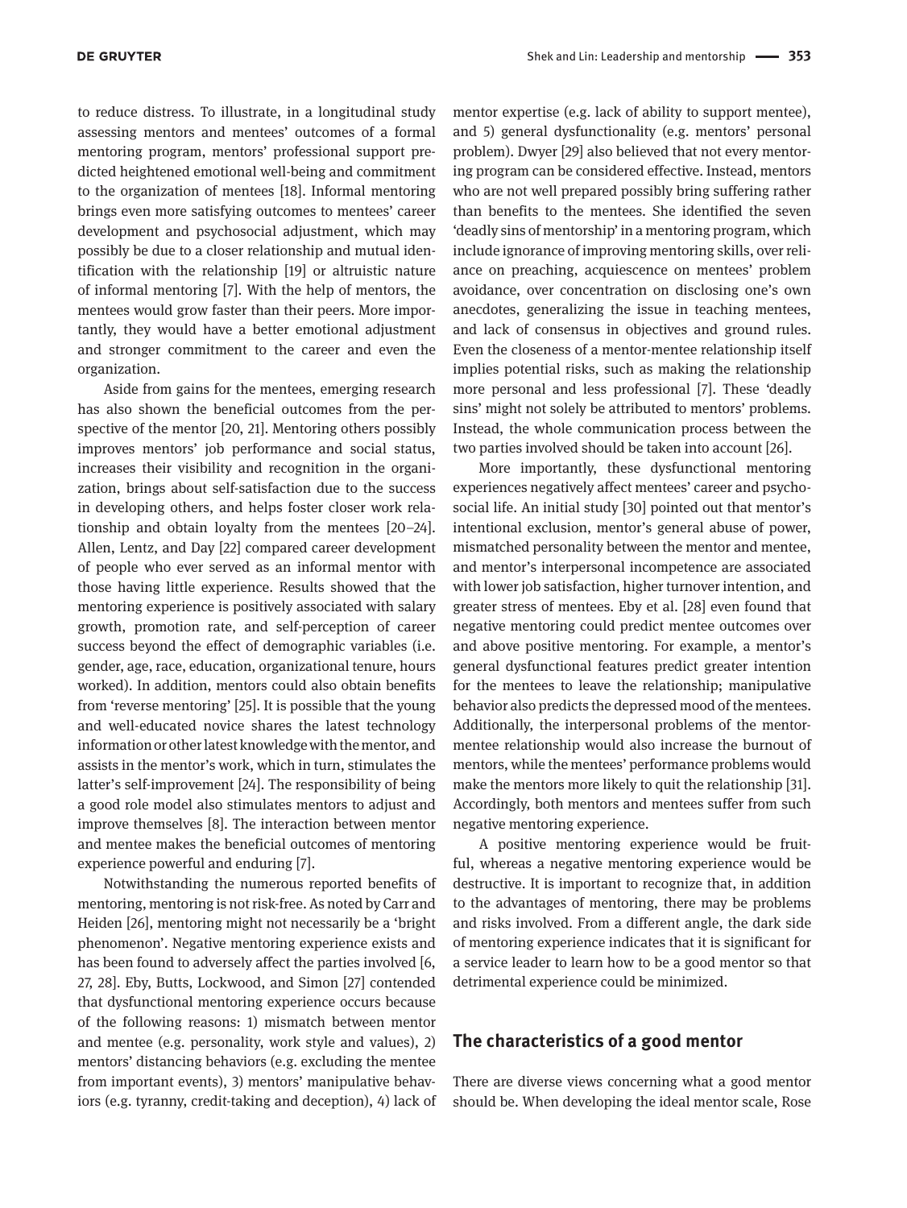to reduce distress. To illustrate, in a longitudinal study assessing mentors and mentees' outcomes of a formal mentoring program, mentors' professional support predicted heightened emotional well-being and commitment to the organization of mentees [18]. Informal mentoring brings even more satisfying outcomes to mentees' career development and psychosocial adjustment, which may possibly be due to a closer relationship and mutual identification with the relationship [19] or altruistic nature of informal mentoring [7]. With the help of mentors, the mentees would grow faster than their peers. More importantly, they would have a better emotional adjustment and stronger commitment to the career and even the organization.

Aside from gains for the mentees, emerging research has also shown the beneficial outcomes from the perspective of the mentor [20, 21]. Mentoring others possibly improves mentors' job performance and social status, increases their visibility and recognition in the organization, brings about self-satisfaction due to the success in developing others, and helps foster closer work relationship and obtain loyalty from the mentees [20–24]. Allen, Lentz, and Day [22] compared career development of people who ever served as an informal mentor with those having little experience. Results showed that the mentoring experience is positively associated with salary growth, promotion rate, and self-perception of career success beyond the effect of demographic variables (i.e. gender, age, race, education, organizational tenure, hours worked). In addition, mentors could also obtain benefits from 'reverse mentoring' [25]. It is possible that the young and well-educated novice shares the latest technology information or other latest knowledge with the mentor, and assists in the mentor's work, which in turn, stimulates the latter's self-improvement [24]. The responsibility of being a good role model also stimulates mentors to adjust and improve themselves [8]. The interaction between mentor and mentee makes the beneficial outcomes of mentoring experience powerful and enduring [7].

Notwithstanding the numerous reported benefits of mentoring, mentoring is not risk-free. As noted by Carr and Heiden [26], mentoring might not necessarily be a 'bright phenomenon'. Negative mentoring experience exists and has been found to adversely affect the parties involved [6, 27, 28]. Eby, Butts, Lockwood, and Simon [27] contended that dysfunctional mentoring experience occurs because of the following reasons: 1) mismatch between mentor and mentee (e.g. personality, work style and values), 2) mentors' distancing behaviors (e.g. excluding the mentee from important events), 3) mentors' manipulative behaviors (e.g. tyranny, credit-taking and deception), 4) lack of mentor expertise (e.g. lack of ability to support mentee), and 5) general dysfunctionality (e.g. mentors' personal problem). Dwyer [29] also believed that not every mentoring program can be considered effective. Instead, mentors who are not well prepared possibly bring suffering rather than benefits to the mentees. She identified the seven 'deadly sins of mentorship' in a mentoring program, which include ignorance of improving mentoring skills, over reliance on preaching, acquiescence on mentees' problem avoidance, over concentration on disclosing one's own anecdotes, generalizing the issue in teaching mentees, and lack of consensus in objectives and ground rules. Even the closeness of a mentor-mentee relationship itself implies potential risks, such as making the relationship more personal and less professional [7]. These 'deadly sins' might not solely be attributed to mentors' problems. Instead, the whole communication process between the two parties involved should be taken into account [26].

More importantly, these dysfunctional mentoring experiences negatively affect mentees' career and psychosocial life. An initial study [30] pointed out that mentor's intentional exclusion, mentor's general abuse of power, mismatched personality between the mentor and mentee, and mentor's interpersonal incompetence are associated with lower job satisfaction, higher turnover intention, and greater stress of mentees. Eby et al. [28] even found that negative mentoring could predict mentee outcomes over and above positive mentoring. For example, a mentor's general dysfunctional features predict greater intention for the mentees to leave the relationship; manipulative behavior also predicts the depressed mood of the mentees. Additionally, the interpersonal problems of the mentor-mentee relationship would also increase the burnout of mentors, while the mentees' performance problems would make the mentors more likely to quit the relationship [31]. Accordingly, both mentors and mentees suffer from such negative mentoring experience.

A positive mentoring experience would be fruitful, whereas a negative mentoring experience would be destructive. It is important to recognize that, in addition to the advantages of mentoring, there may be problems and risks involved. From a different angle, the dark side of mentoring experience indicates that it is significant for a service leader to learn how to be a good mentor so that detrimental experience could be minimized.

## The characteristics of a good mentor

There are diverse views concerning what a good mentor should be. When developing the ideal mentor scale, Rose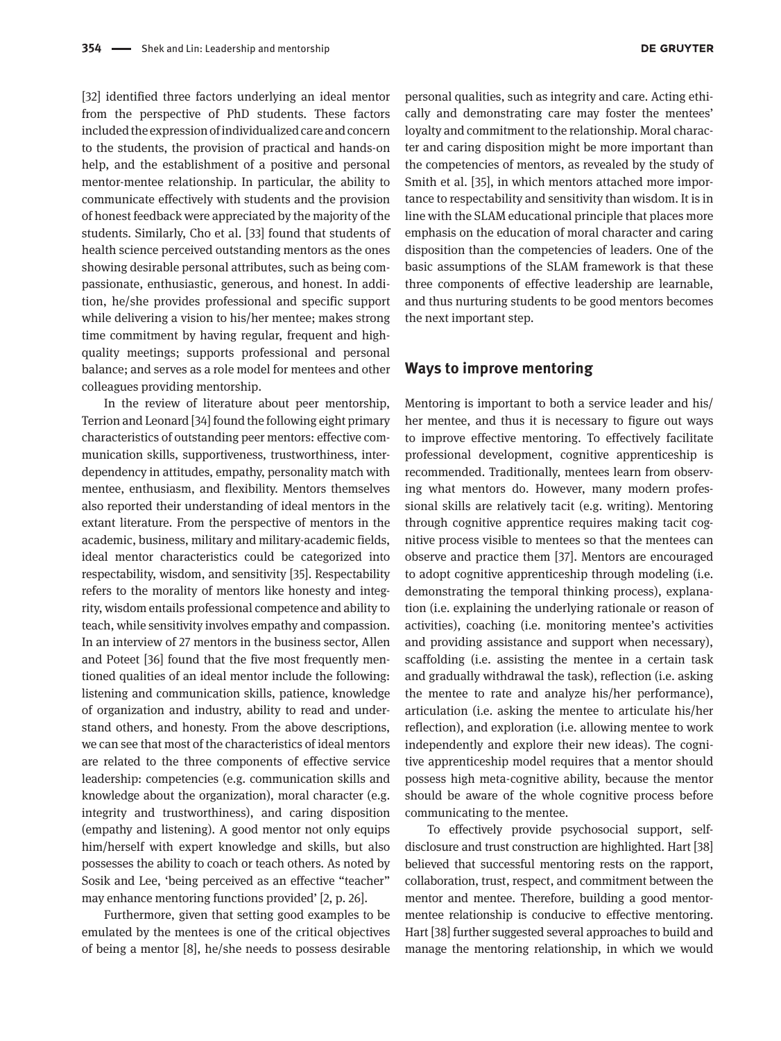[32] identified three factors underlying an ideal mentor from the perspective of PhD students. These factors included the expression of individualized care and concern to the students, the provision of practical and hands-on help, and the establishment of a positive and personal mentor-mentee relationship. In particular, the ability to communicate effectively with students and the provision of honest feedback were appreciated by the majority of the students. Similarly, Cho et al. [33] found that students of health science perceived outstanding mentors as the ones showing desirable personal attributes, such as being compassionate, enthusiastic, generous, and honest. In addition, he/she provides professional and specific support while delivering a vision to his/her mentee; makes strong time commitment by having regular, frequent and high-quality meetings; supports professional and personal balance; and serves as a role model for mentees and other colleagues providing mentorship.

In the review of literature about peer mentorship, Terrion and Leonard [34] found the following eight primary characteristics of outstanding peer mentors: effective communication skills, supportiveness, trustworthiness, interdependency in attitudes, empathy, personality match with mentee, enthusiasm, and flexibility. Mentors themselves also reported their understanding of ideal mentors in the extant literature. From the perspective of mentors in the academic, business, military and military-academic fields, ideal mentor characteristics could be categorized into respectability, wisdom, and sensitivity [35]. Respectability refers to the morality of mentors like honesty and integrity, wisdom entails professional competence and ability to teach, while sensitivity involves empathy and compassion. In an interview of 27 mentors in the business sector, Allen and Poteet [36] found that the five most frequently mentioned qualities of an ideal mentor include the following: listening and communication skills, patience, knowledge of organization and industry, ability to read and understand others, and honesty. From the above descriptions, we can see that most of the characteristics of ideal mentors are related to the three components of effective service leadership: competencies (e.g. communication skills and knowledge about the organization), moral character (e.g. integrity and trustworthiness), and caring disposition (empathy and listening). A good mentor not only equips him/herself with expert knowledge and skills, but also possesses the ability to coach or teach others. As noted by Sosik and Lee, 'being perceived as an effective "teacher" may enhance mentoring functions provided' [2, p. 26].

Furthermore, given that setting good examples to be emulated by the mentees is one of the critical objectives of being a mentor [8], he/she needs to possess desirable personal qualities, such as integrity and care. Acting ethically and demonstrating care may foster the mentees' loyalty and commitment to the relationship. Moral character and caring disposition might be more important than the competencies of mentors, as revealed by the study of Smith et al. [35], in which mentors attached more importance to respectability and sensitivity than wisdom. It is in line with the SLAM educational principle that places more emphasis on the education of moral character and caring disposition than the competencies of leaders. One of the basic assumptions of the SLAM framework is that these three components of effective leadership are learnable, and thus nurturing students to be good mentors becomes the next important step.

## Ways to improve mentoring

Mentoring is important to both a service leader and his/her mentee, and thus it is necessary to figure out ways to improve effective mentoring. To effectively facilitate professional development, cognitive apprenticeship is recommended. Traditionally, mentees learn from observing what mentors do. However, many modern professional skills are relatively tacit (e.g. writing). Mentoring through cognitive apprentice requires making tacit cognitive process visible to mentees so that the mentees can observe and practice them [37]. Mentors are encouraged to adopt cognitive apprenticeship through modeling (i.e. demonstrating the temporal thinking process), explanation (i.e. explaining the underlying rationale or reason of activities), coaching (i.e. monitoring mentee's activities and providing assistance and support when necessary), scaffolding (i.e. assisting the mentee in a certain task and gradually withdrawal the task), reflection (i.e. asking the mentee to rate and analyze his/her performance), articulation (i.e. asking the mentee to articulate his/her reflection), and exploration (i.e. allowing mentee to work independently and explore their new ideas). The cognitive apprenticeship model requires that a mentor should possess high meta-cognitive ability, because the mentor should be aware of the whole cognitive process before communicating to the mentee.

To effectively provide psychosocial support, self-disclosure and trust construction are highlighted. Hart [38] believed that successful mentoring rests on the rapport, collaboration, trust, respect, and commitment between the mentor and mentee. Therefore, building a good mentor-mentee relationship is conducive to effective mentoring. Hart [38] further suggested several approaches to build and manage the mentoring relationship, in which we would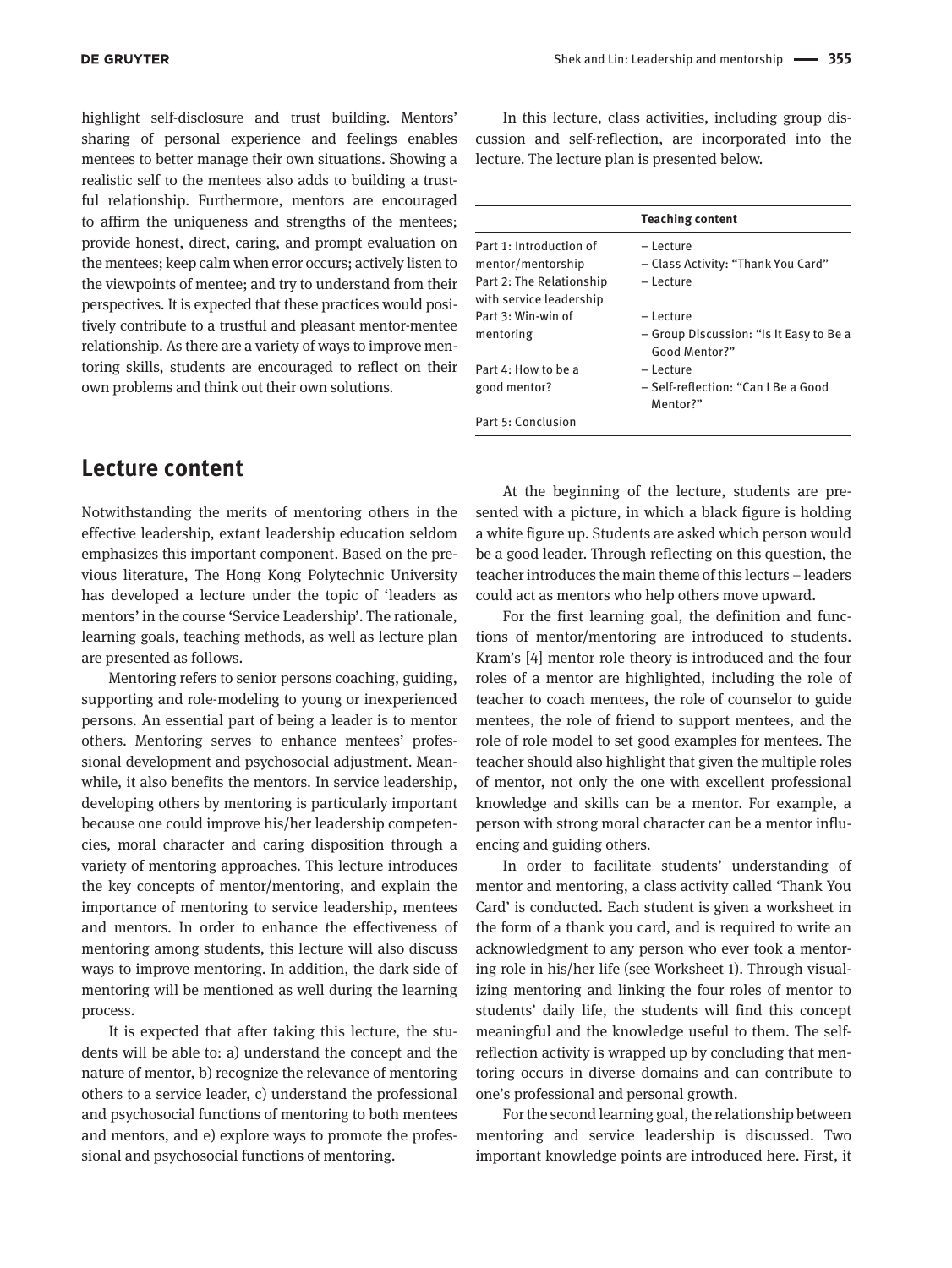highlight self-disclosure and trust building. Mentors' sharing of personal experience and feelings enables mentees to better manage their own situations. Showing a realistic self to the mentees also adds to building a trustful relationship. Furthermore, mentors are encouraged to affirm the uniqueness and strengths of the mentees; provide honest, direct, caring, and prompt evaluation on the mentees; keep calm when error occurs; actively listen to the viewpoints of mentee; and try to understand from their perspectives. It is expected that these practices would positively contribute to a trustful and pleasant mentor-mentee relationship. As there are a variety of ways to improve mentoring skills, students are encouraged to reflect on their own problems and think out their own solutions.

## Lecture content

Notwithstanding the merits of mentoring others in the effective leadership, extant leadership education seldom emphasizes this important component. Based on the previous literature, The Hong Kong Polytechnic University has developed a lecture under the topic of 'leaders as mentors' in the course 'Service Leadership'. The rationale, learning goals, teaching methods, as well as lecture plan are presented as follows.

Mentoring refers to senior persons coaching, guiding, supporting and role-modeling to young or inexperienced persons. An essential part of being a leader is to mentor others. Mentoring serves to enhance mentees' professional development and psychosocial adjustment. Meanwhile, it also benefits the mentors. In service leadership, developing others by mentoring is particularly important because one could improve his/her leadership competencies, moral character and caring disposition through a variety of mentoring approaches. This lecture introduces the key concepts of mentor/mentoring, and explain the importance of mentoring to service leadership, mentees and mentors. In order to enhance the effectiveness of mentoring among students, this lecture will also discuss ways to improve mentoring. In addition, the dark side of mentoring will be mentioned as well during the learning process.

It is expected that after taking this lecture, the students will be able to: a) understand the concept and the nature of mentor, b) recognize the relevance of mentoring others to a service leader, c) understand the professional and psychosocial functions of mentoring to both mentees and mentors, and e) explore ways to promote the professional and psychosocial functions of mentoring.

In this lecture, class activities, including group discussion and self-reflection, are incorporated into the lecture. The lecture plan is presented below.

| | Teaching content |
|---|---|
| Part 1: Introduction of mentor/mentorship | – Lecture<br>– Class Activity: "Thank You Card" |
| Part 2: The Relationship with service leadership | – Lecture |
| Part 3: Win-win of mentoring | – Lecture<br>– Group Discussion: "Is It Easy to Be a Good Mentor?" |
| Part 4: How to be a good mentor? | – Lecture<br>– Self-reflection: "Can I Be a Good Mentor?" |
| Part 5: Conclusion | |

At the beginning of the lecture, students are presented with a picture, in which a black figure is holding a white figure up. Students are asked which person would be a good leader. Through reflecting on this question, the teacher introduces the main theme of this lecturs – leaders could act as mentors who help others move upward.

For the first learning goal, the definition and functions of mentor/mentoring are introduced to students. Kram's [4] mentor role theory is introduced and the four roles of a mentor are highlighted, including the role of teacher to coach mentees, the role of counselor to guide mentees, the role of friend to support mentees, and the role of role model to set good examples for mentees. The teacher should also highlight that given the multiple roles of mentor, not only the one with excellent professional knowledge and skills can be a mentor. For example, a person with strong moral character can be a mentor influencing and guiding others.

In order to facilitate students' understanding of mentor and mentoring, a class activity called 'Thank You Card' is conducted. Each student is given a worksheet in the form of a thank you card, and is required to write an acknowledgment to any person who ever took a mentoring role in his/her life (see Worksheet 1). Through visualizing mentoring and linking the four roles of mentor to students' daily life, the students will find this concept meaningful and the knowledge useful to them. The self-reflection activity is wrapped up by concluding that mentoring occurs in diverse domains and can contribute to one's professional and personal growth.

For the second learning goal, the relationship between mentoring and service leadership is discussed. Two important knowledge points are introduced here. First, it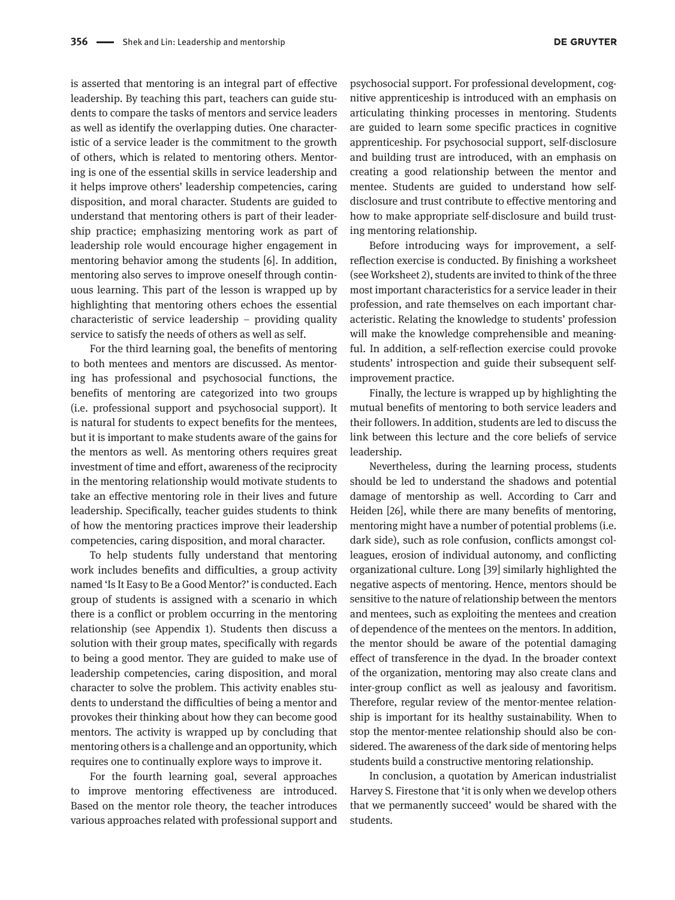is asserted that mentoring is an integral part of effective leadership. By teaching this part, teachers can guide students to compare the tasks of mentors and service leaders as well as identify the overlapping duties. One characteristic of a service leader is the commitment to the growth of others, which is related to mentoring others. Mentoring is one of the essential skills in service leadership and it helps improve others' leadership competencies, caring disposition, and moral character. Students are guided to understand that mentoring others is part of their leadership practice; emphasizing mentoring work as part of leadership role would encourage higher engagement in mentoring behavior among the students [6]. In addition, mentoring also serves to improve oneself through continuous learning. This part of the lesson is wrapped up by highlighting that mentoring others echoes the essential characteristic of service leadership – providing quality service to satisfy the needs of others as well as self.

For the third learning goal, the benefits of mentoring to both mentees and mentors are discussed. As mentoring has professional and psychosocial functions, the benefits of mentoring are categorized into two groups (i.e. professional support and psychosocial support). It is natural for students to expect benefits for the mentees, but it is important to make students aware of the gains for the mentors as well. As mentoring others requires great investment of time and effort, awareness of the reciprocity in the mentoring relationship would motivate students to take an effective mentoring role in their lives and future leadership. Specifically, teacher guides students to think of how the mentoring practices improve their leadership competencies, caring disposition, and moral character.

To help students fully understand that mentoring work includes benefits and difficulties, a group activity named 'Is It Easy to Be a Good Mentor?' is conducted. Each group of students is assigned with a scenario in which there is a conflict or problem occurring in the mentoring relationship (see Appendix 1). Students then discuss a solution with their group mates, specifically with regards to being a good mentor. They are guided to make use of leadership competencies, caring disposition, and moral character to solve the problem. This activity enables students to understand the difficulties of being a mentor and provokes their thinking about how they can become good mentors. The activity is wrapped up by concluding that mentoring others is a challenge and an opportunity, which requires one to continually explore ways to improve it.

For the fourth learning goal, several approaches to improve mentoring effectiveness are introduced. Based on the mentor role theory, the teacher introduces various approaches related with professional support and psychosocial support. For professional development, cognitive apprenticeship is introduced with an emphasis on articulating thinking processes in mentoring. Students are guided to learn some specific practices in cognitive apprenticeship. For psychosocial support, self-disclosure and building trust are introduced, with an emphasis on creating a good relationship between the mentor and mentee. Students are guided to understand how self-disclosure and trust contribute to effective mentoring and how to make appropriate self-disclosure and build trusting mentoring relationship.

Before introducing ways for improvement, a self-reflection exercise is conducted. By finishing a worksheet (see Worksheet 2), students are invited to think of the three most important characteristics for a service leader in their profession, and rate themselves on each important characteristic. Relating the knowledge to students' profession will make the knowledge comprehensible and meaningful. In addition, a self-reflection exercise could provoke students' introspection and guide their subsequent self-improvement practice.

Finally, the lecture is wrapped up by highlighting the mutual benefits of mentoring to both service leaders and their followers. In addition, students are led to discuss the link between this lecture and the core beliefs of service leadership.

Nevertheless, during the learning process, students should be led to understand the shadows and potential damage of mentorship as well. According to Carr and Heiden [26], while there are many benefits of mentoring, mentoring might have a number of potential problems (i.e. dark side), such as role confusion, conflicts amongst colleagues, erosion of individual autonomy, and conflicting organizational culture. Long [39] similarly highlighted the negative aspects of mentoring. Hence, mentors should be sensitive to the nature of relationship between the mentors and mentees, such as exploiting the mentees and creation of dependence of the mentees on the mentors. In addition, the mentor should be aware of the potential damaging effect of transference in the dyad. In the broader context of the organization, mentoring may also create clans and inter-group conflict as well as jealousy and favoritism. Therefore, regular review of the mentor-mentee relationship is important for its healthy sustainability. When to stop the mentor-mentee relationship should also be considered. The awareness of the dark side of mentoring helps students build a constructive mentoring relationship.

In conclusion, a quotation by American industrialist Harvey S. Firestone that 'it is only when we develop others that we permanently succeed' would be shared with the students.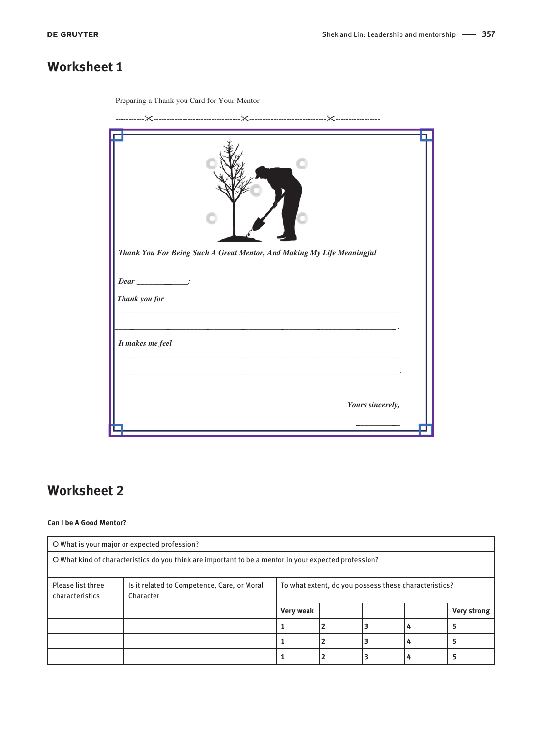## Worksheet 1

Preparing a Thank you Card for Your Mentor

*Thank You For Being Such A Great Mentor, And Making My Life Meaningful*

*Dear _____________:*

*Thank you for*

______________________________________________________________________

______________________________________________________________________.

*It makes me feel*

______________________________________________________________________

______________________________________________________________________.

*Yours sincerely,*

___________

## Worksheet 2

**Can I be A Good Mentor?**

| ○ What is your major or expected profession? | | | | | | |
|---|---|---|---|---|---|---|
| ○ What kind of characteristics do you think are important to be a mentor in your expected profession? | | | | | | |
| Please list three characteristics | Is it related to Competence, Care, or Moral Character | To what extent, do you possess these characteristics? | | | | |
| | | **Very weak** | | | | **Very strong** |
| | | **1** | **2** | **3** | **4** | **5** |
| | | **1** | **2** | **3** | **4** | **5** |
| | | **1** | **2** | **3** | **4** | **5** |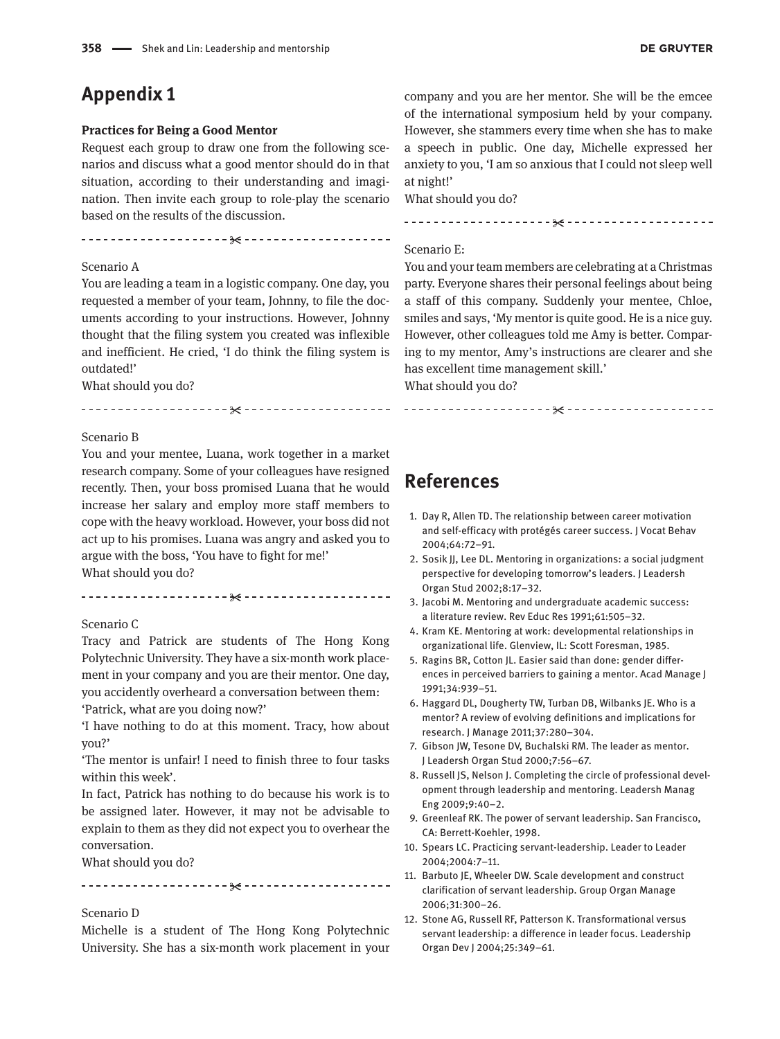## Appendix 1

**Practices for Being a Good Mentor**

Request each group to draw one from the following scenarios and discuss what a good mentor should do in that situation, according to their understanding and imagination. Then invite each group to role-play the scenario based on the results of the discussion.

Scenario A

You are leading a team in a logistic company. One day, you requested a member of your team, Johnny, to file the documents according to your instructions. However, Johnny thought that the filing system you created was inflexible and inefficient. He cried, 'I do think the filing system is outdated!'

What should you do?

Scenario B

You and your mentee, Luana, work together in a market research company. Some of your colleagues have resigned recently. Then, your boss promised Luana that he would increase her salary and employ more staff members to cope with the heavy workload. However, your boss did not act up to his promises. Luana was angry and asked you to argue with the boss, 'You have to fight for me!'

What should you do?

Scenario C

Tracy and Patrick are students of The Hong Kong Polytechnic University. They have a six-month work placement in your company and you are their mentor. One day, you accidently overheard a conversation between them:

'Patrick, what are you doing now?'

'I have nothing to do at this moment. Tracy, how about you?'

'The mentor is unfair! I need to finish three to four tasks within this week'.

In fact, Patrick has nothing to do because his work is to be assigned later. However, it may not be advisable to explain to them as they did not expect you to overhear the conversation.

What should you do?

Scenario D

Michelle is a student of The Hong Kong Polytechnic University. She has a six-month work placement in your company and you are her mentor. She will be the emcee of the international symposium held by your company. However, she stammers every time when she has to make a speech in public. One day, Michelle expressed her anxiety to you, 'I am so anxious that I could not sleep well at night!'

What should you do?

Scenario E:

You and your team members are celebrating at a Christmas party. Everyone shares their personal feelings about being a staff of this company. Suddenly your mentee, Chloe, smiles and says, 'My mentor is quite good. He is a nice guy. However, other colleagues told me Amy is better. Comparing to my mentor, Amy's instructions are clearer and she has excellent time management skill.'

What should you do?

## References

1. Day R, Allen TD. The relationship between career motivation and self-efficacy with protégés career success. J Vocat Behav 2004;64:72–91.
2. Sosik JJ, Lee DL. Mentoring in organizations: a social judgment perspective for developing tomorrow's leaders. J Leadersh Organ Stud 2002;8:17–32.
3. Jacobi M. Mentoring and undergraduate academic success: a literature review. Rev Educ Res 1991;61:505–32.
4. Kram KE. Mentoring at work: developmental relationships in organizational life. Glenview, IL: Scott Foresman, 1985.
5. Ragins BR, Cotton JL. Easier said than done: gender differences in perceived barriers to gaining a mentor. Acad Manage J 1991;34:939–51.
6. Haggard DL, Dougherty TW, Turban DB, Wilbanks JE. Who is a mentor? A review of evolving definitions and implications for research. J Manage 2011;37:280–304.
7. Gibson JW, Tesone DV, Buchalski RM. The leader as mentor. J Leadersh Organ Stud 2000;7:56–67.
8. Russell JS, Nelson J. Completing the circle of professional development through leadership and mentoring. Leadersh Manag Eng 2009;9:40–2.
9. Greenleaf RK. The power of servant leadership. San Francisco, CA: Berrett-Koehler, 1998.
10. Spears LC. Practicing servant-leadership. Leader to Leader 2004;2004:7–11.
11. Barbuto JE, Wheeler DW. Scale development and construct clarification of servant leadership. Group Organ Manage 2006;31:300–26.
12. Stone AG, Russell RF, Patterson K. Transformational versus servant leadership: a difference in leader focus. Leadership Organ Dev J 2004;25:349–61.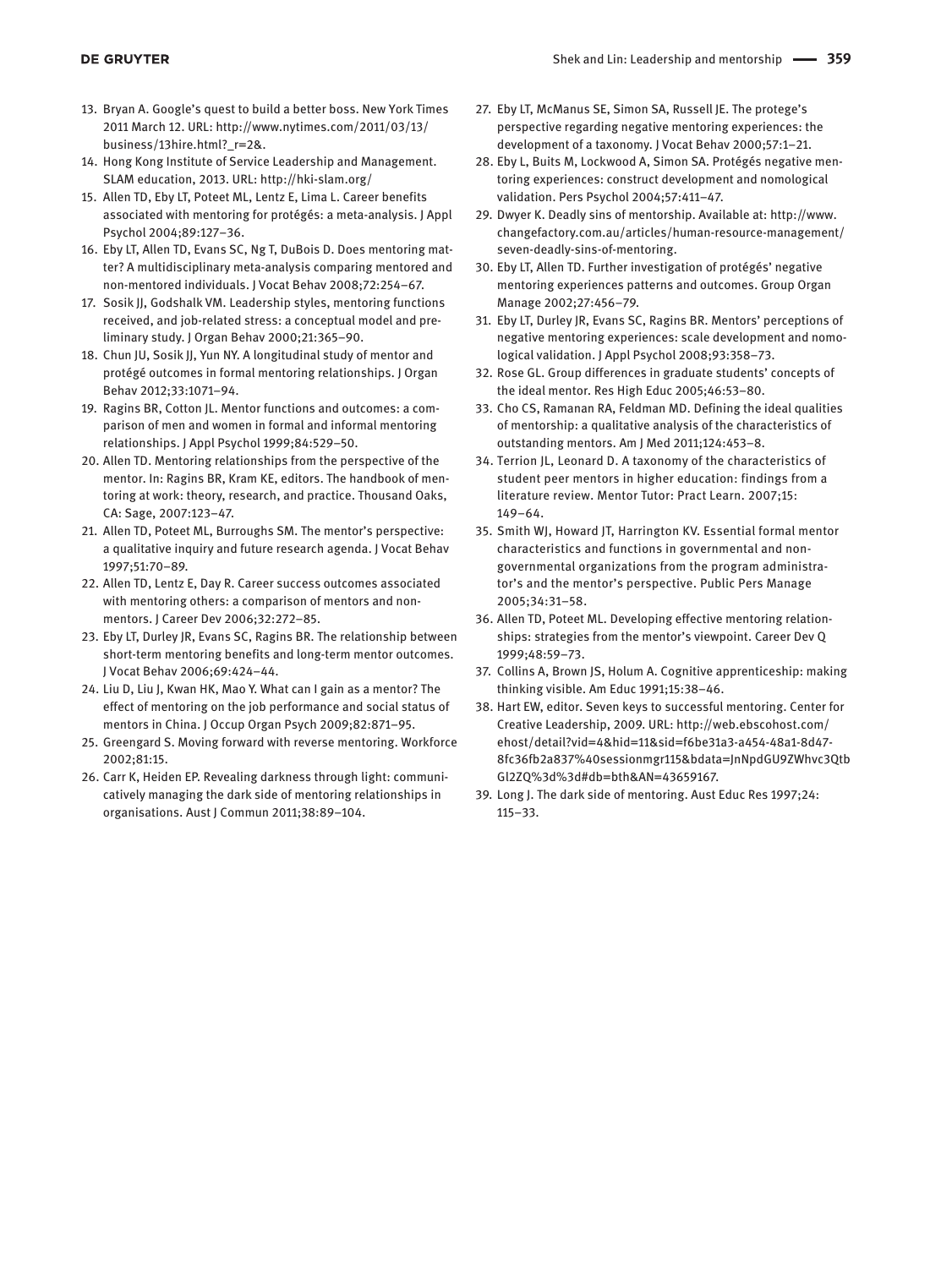13. Bryan A. Google's quest to build a better boss. New York Times 2011 March 12. URL: http://www.nytimes.com/2011/03/13/business/13hire.html?_r=2&.
14. Hong Kong Institute of Service Leadership and Management. SLAM education, 2013. URL: http://hki-slam.org/
15. Allen TD, Eby LT, Poteet ML, Lentz E, Lima L. Career benefits associated with mentoring for protégés: a meta-analysis. J Appl Psychol 2004;89:127–36.
16. Eby LT, Allen TD, Evans SC, Ng T, DuBois D. Does mentoring matter? A multidisciplinary meta-analysis comparing mentored and non-mentored individuals. J Vocat Behav 2008;72:254–67.
17. Sosik JJ, Godshalk VM. Leadership styles, mentoring functions received, and job-related stress: a conceptual model and preliminary study. J Organ Behav 2000;21:365–90.
18. Chun JU, Sosik JJ, Yun NY. A longitudinal study of mentor and protégé outcomes in formal mentoring relationships. J Organ Behav 2012;33:1071–94.
19. Ragins BR, Cotton JL. Mentor functions and outcomes: a comparison of men and women in formal and informal mentoring relationships. J Appl Psychol 1999;84:529–50.
20. Allen TD. Mentoring relationships from the perspective of the mentor. In: Ragins BR, Kram KE, editors. The handbook of mentoring at work: theory, research, and practice. Thousand Oaks, CA: Sage, 2007:123–47.
21. Allen TD, Poteet ML, Burroughs SM. The mentor's perspective: a qualitative inquiry and future research agenda. J Vocat Behav 1997;51:70–89.
22. Allen TD, Lentz E, Day R. Career success outcomes associated with mentoring others: a comparison of mentors and non-mentors. J Career Dev 2006;32:272–85.
23. Eby LT, Durley JR, Evans SC, Ragins BR. The relationship between short-term mentoring benefits and long-term mentor outcomes. J Vocat Behav 2006;69:424–44.
24. Liu D, Liu J, Kwan HK, Mao Y. What can I gain as a mentor? The effect of mentoring on the job performance and social status of mentors in China. J Occup Organ Psych 2009;82:871–95.
25. Greengard S. Moving forward with reverse mentoring. Workforce 2002;81:15.
26. Carr K, Heiden EP. Revealing darkness through light: communicatively managing the dark side of mentoring relationships in organisations. Aust J Commun 2011;38:89–104.
27. Eby LT, McManus SE, Simon SA, Russell JE. The protege's perspective regarding negative mentoring experiences: the development of a taxonomy. J Vocat Behav 2000;57:1–21.
28. Eby L, Buits M, Lockwood A, Simon SA. Protégés negative mentoring experiences: construct development and nomological validation. Pers Psychol 2004;57:411–47.
29. Dwyer K. Deadly sins of mentorship. Available at: http://www.changefactory.com.au/articles/human-resource-management/seven-deadly-sins-of-mentoring.
30. Eby LT, Allen TD. Further investigation of protégés' negative mentoring experiences patterns and outcomes. Group Organ Manage 2002;27:456–79.
31. Eby LT, Durley JR, Evans SC, Ragins BR. Mentors' perceptions of negative mentoring experiences: scale development and nomological validation. J Appl Psychol 2008;93:358–73.
32. Rose GL. Group differences in graduate students' concepts of the ideal mentor. Res High Educ 2005;46:53–80.
33. Cho CS, Ramanan RA, Feldman MD. Defining the ideal qualities of mentorship: a qualitative analysis of the characteristics of outstanding mentors. Am J Med 2011;124:453–8.
34. Terrion JL, Leonard D. A taxonomy of the characteristics of student peer mentors in higher education: findings from a literature review. Mentor Tutor: Pract Learn. 2007;15:149–64.
35. Smith WJ, Howard JT, Harrington KV. Essential formal mentor characteristics and functions in governmental and non-governmental organizations from the program administrator's and the mentor's perspective. Public Pers Manage 2005;34:31–58.
36. Allen TD, Poteet ML. Developing effective mentoring relationships: strategies from the mentor's viewpoint. Career Dev Q 1999;48:59–73.
37. Collins A, Brown JS, Holum A. Cognitive apprenticeship: making thinking visible. Am Educ 1991;15:38–46.
38. Hart EW, editor. Seven keys to successful mentoring. Center for Creative Leadership, 2009. URL: http://web.ebscohost.com/ehost/detail?vid=4&hid=11&sid=f6be31a3-a454-48a1-8d47-8fc36fb2a837%40sessionmgr115&bdata=JnNpdGU9ZWhvc3QtbGl2ZQ%3d%3d#db=bth&AN=43659167.
39. Long J. The dark side of mentoring. Aust Educ Res 1997;24:115–33.